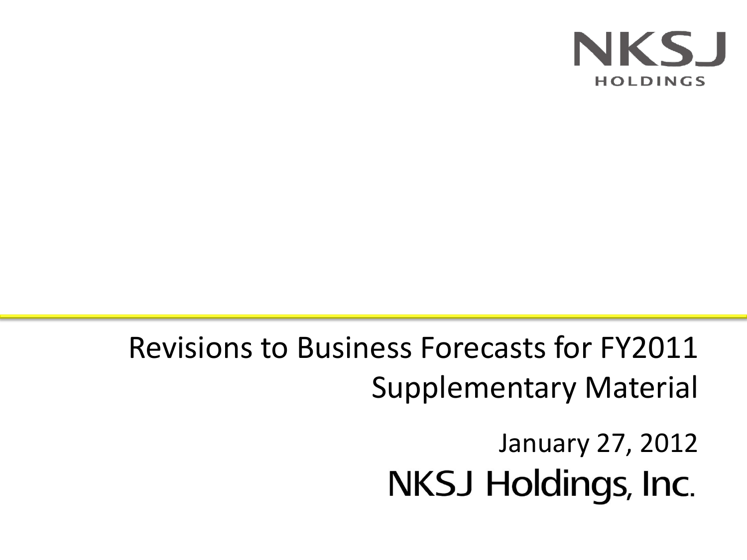NKSJ HOLDINGS

# Revisions to Business Forecasts for FY2011
## Supplementary Material

January 27, 2012

NKSJ Holdings, Inc.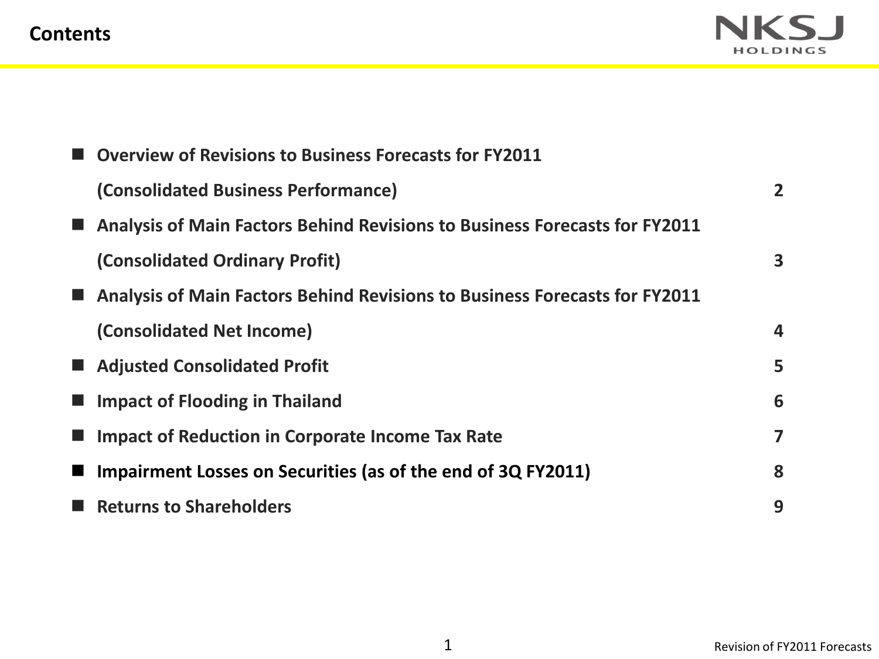# Contents

| | |
|---|---|
| Overview of Revisions to Business Forecasts for FY2011 (Consolidated Business Performance) | 2 |
| Analysis of Main Factors Behind Revisions to Business Forecasts for FY2011 (Consolidated Ordinary Profit) | 3 |
| Analysis of Main Factors Behind Revisions to Business Forecasts for FY2011 (Consolidated Net Income) | 4 |
| Adjusted Consolidated Profit | 5 |
| Impact of Flooding in Thailand | 6 |
| Impact of Reduction in Corporate Income Tax Rate | 7 |
| Impairment Losses on Securities (as of the end of 3Q FY2011) | 8 |
| Returns to Shareholders | 9 |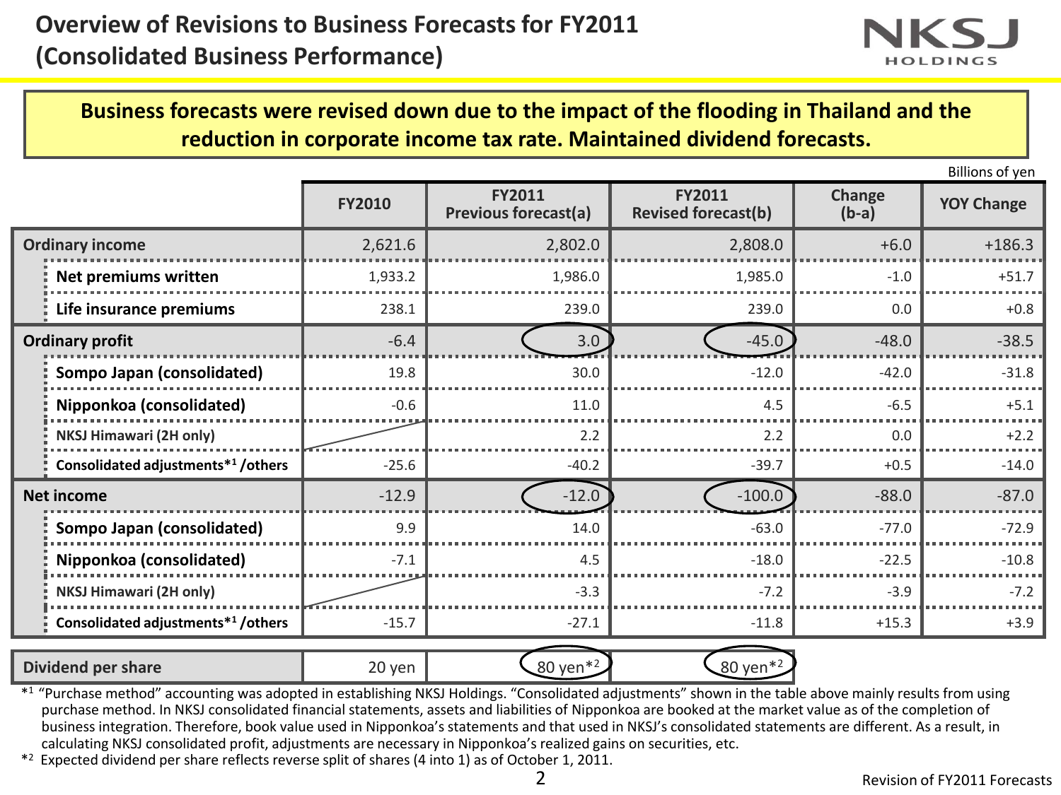# Overview of Revisions to Business Forecasts for FY2011 (Consolidated Business Performance)

**Business forecasts were revised down due to the impact of the flooding in Thailand and the reduction in corporate income tax rate. Maintained dividend forecasts.**

Billions of yen

| | FY2010 | FY2011 Previous forecast(a) | FY2011 Revised forecast(b) | Change (b-a) | YOY Change |
|---|---|---|---|---|---|
| **Ordinary income** | 2,621.6 | 2,802.0 | 2,808.0 | +6.0 | +186.3 |
| **Net premiums written** | 1,933.2 | 1,986.0 | 1,985.0 | -1.0 | +51.7 |
| **Life insurance premiums** | 238.1 | 239.0 | 239.0 | 0.0 | +0.8 |
| **Ordinary profit** | -6.4 | 3.0 | -45.0 | -48.0 | -38.5 |
| **Sompo Japan (consolidated)** | 19.8 | 30.0 | -12.0 | -42.0 | -31.8 |
| **Nipponkoa (consolidated)** | -0.6 | 11.0 | 4.5 | -6.5 | +5.1 |
| **NKSJ Himawari (2H only)** | | 2.2 | 2.2 | 0.0 | +2.2 |
| **Consolidated adjustments*1 /others** | -25.6 | -40.2 | -39.7 | +0.5 | -14.0 |
| **Net income** | -12.9 | -12.0 | -100.0 | -88.0 | -87.0 |
| **Sompo Japan (consolidated)** | 9.9 | 14.0 | -63.0 | -77.0 | -72.9 |
| **Nipponkoa (consolidated)** | -7.1 | 4.5 | -18.0 | -22.5 | -10.8 |
| **NKSJ Himawari (2H only)** | | -3.3 | -7.2 | -3.9 | -7.2 |
| **Consolidated adjustments*1 /others** | -15.7 | -27.1 | -11.8 | +15.3 | +3.9 |
| **Dividend per share** | 20 yen | 80 yen*2 | 80 yen*2 | | |

*1 "Purchase method" accounting was adopted in establishing NKSJ Holdings. "Consolidated adjustments" shown in the table above mainly results from using purchase method. In NKSJ consolidated financial statements, assets and liabilities of Nipponkoa are booked at the market value as of the completion of business integration. Therefore, book value used in Nipponkoa's statements and that used in NKSJ's consolidated statements are different. As a result, in calculating NKSJ consolidated profit, adjustments are necessary in Nipponkoa's realized gains on securities, etc.

*2 Expected dividend per share reflects reverse split of shares (4 into 1) as of October 1, 2011.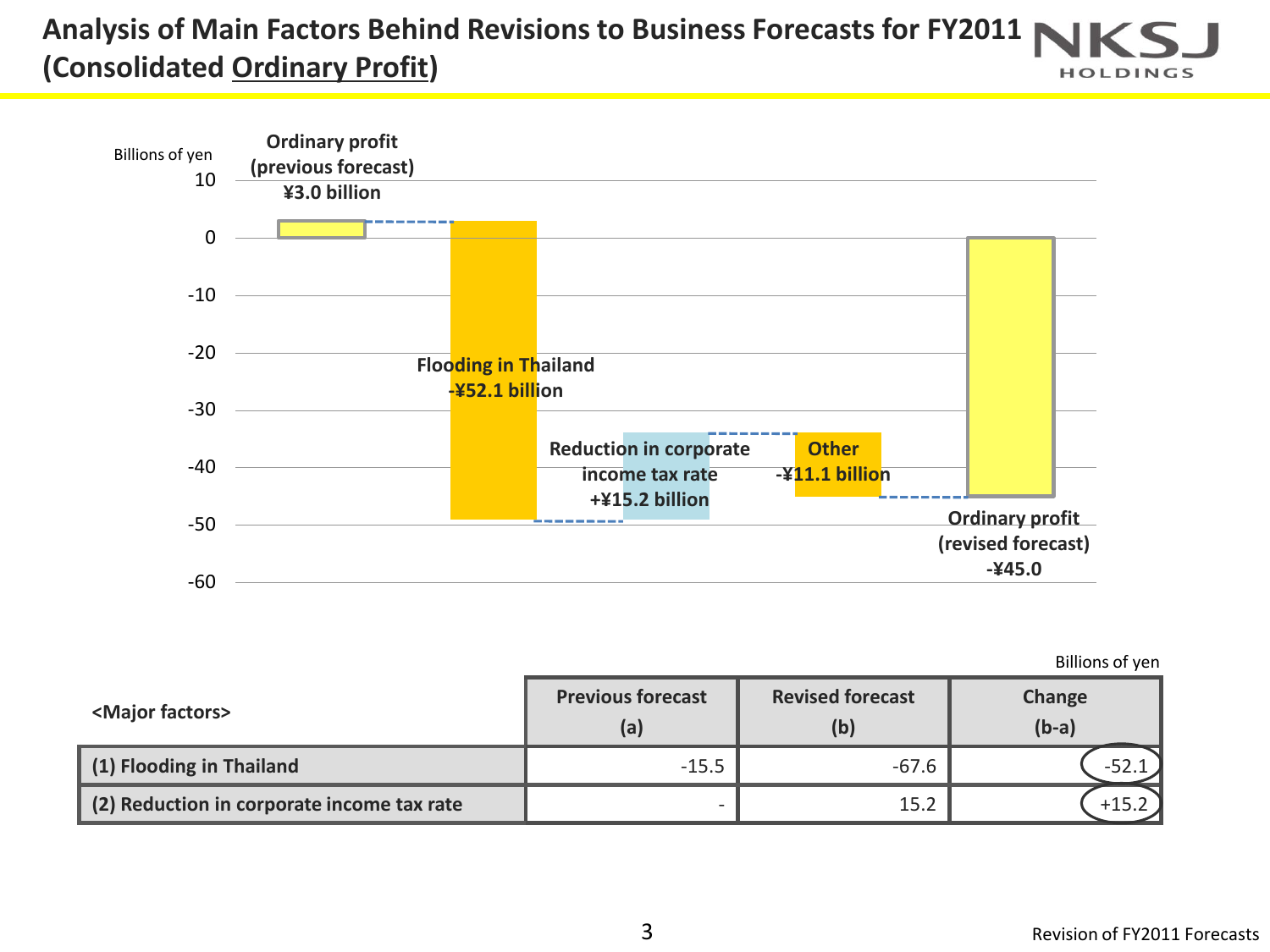# Analysis of Main Factors Behind Revisions to Business Forecasts for FY2011 (Consolidated Ordinary Profit)

Billions of yen

- Ordinary profit (previous forecast) ¥3.0 billion
- Flooding in Thailand -¥52.1 billion
- Reduction in corporate income tax rate +¥15.2 billion
- Other -¥11.1 billion
- Ordinary profit (revised forecast) -¥45.0

Billions of yen

| <Major factors> | Previous forecast (a) | Revised forecast (b) | Change (b-a) |
|---|---|---|---|
| (1) Flooding in Thailand | -15.5 | -67.6 | -52.1 |
| (2) Reduction in corporate income tax rate | - | 15.2 | +15.2 |

Revision of FY2011 Forecasts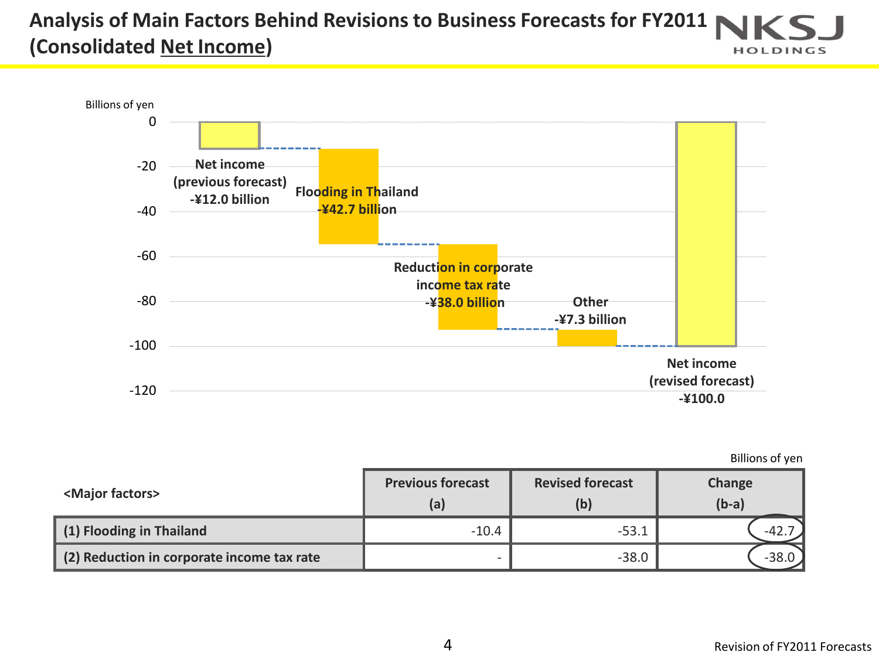# Analysis of Main Factors Behind Revisions to Business Forecasts for FY2011 (Consolidated Net Income)

Billions of yen

- Net income (previous forecast) -¥12.0 billion
- Flooding in Thailand -¥42.7 billion
- Reduction in corporate income tax rate -¥38.0 billion
- Other -¥7.3 billion
- Net income (revised forecast) -¥100.0

Billions of yen

| <Major factors> | Previous forecast (a) | Revised forecast (b) | Change (b-a) |
|---|---|---|---|
| (1) Flooding in Thailand | -10.4 | -53.1 | -42.7 |
| (2) Reduction in corporate income tax rate | - | -38.0 | -38.0 |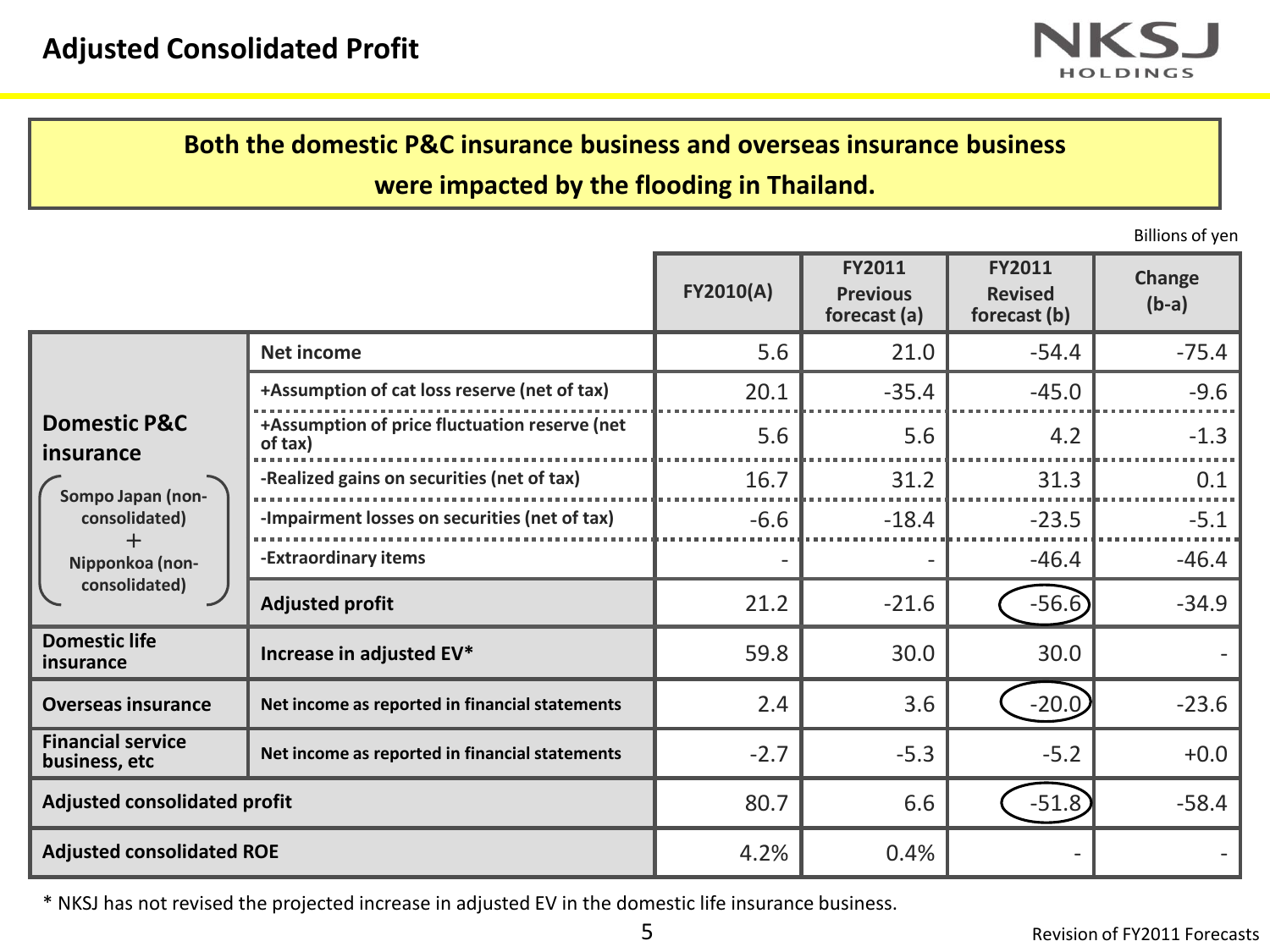# Adjusted Consolidated Profit

**Both the domestic P&C insurance business and overseas insurance business were impacted by the flooding in Thailand.**

Billions of yen

| | | FY2010(A) | FY2011 Previous forecast (a) | FY2011 Revised forecast (b) | Change (b-a) |
|---|---|---|---|---|---|
| **Domestic P&C insurance** (Sompo Japan (non-consolidated) + Nipponkoa (non-consolidated)) | Net income | 5.6 | 21.0 | -54.4 | -75.4 |
| | +Assumption of cat loss reserve (net of tax) | 20.1 | -35.4 | -45.0 | -9.6 |
| | +Assumption of price fluctuation reserve (net of tax) | 5.6 | 5.6 | 4.2 | -1.3 |
| | -Realized gains on securities (net of tax) | 16.7 | 31.2 | 31.3 | 0.1 |
| | -Impairment losses on securities (net of tax) | -6.6 | -18.4 | -23.5 | -5.1 |
| | -Extraordinary items | - | - | -46.4 | -46.4 |
| | **Adjusted profit** | 21.2 | -21.6 | -56.6 | -34.9 |
| **Domestic life insurance** | Increase in adjusted EV* | 59.8 | 30.0 | 30.0 | - |
| **Overseas insurance** | Net income as reported in financial statements | 2.4 | 3.6 | -20.0 | -23.6 |
| **Financial service business, etc** | Net income as reported in financial statements | -2.7 | -5.3 | -5.2 | +0.0 |
| **Adjusted consolidated profit** | | 80.7 | 6.6 | -51.8 | -58.4 |
| **Adjusted consolidated ROE** | | 4.2% | 0.4% | - | - |

* NKSJ has not revised the projected increase in adjusted EV in the domestic life insurance business.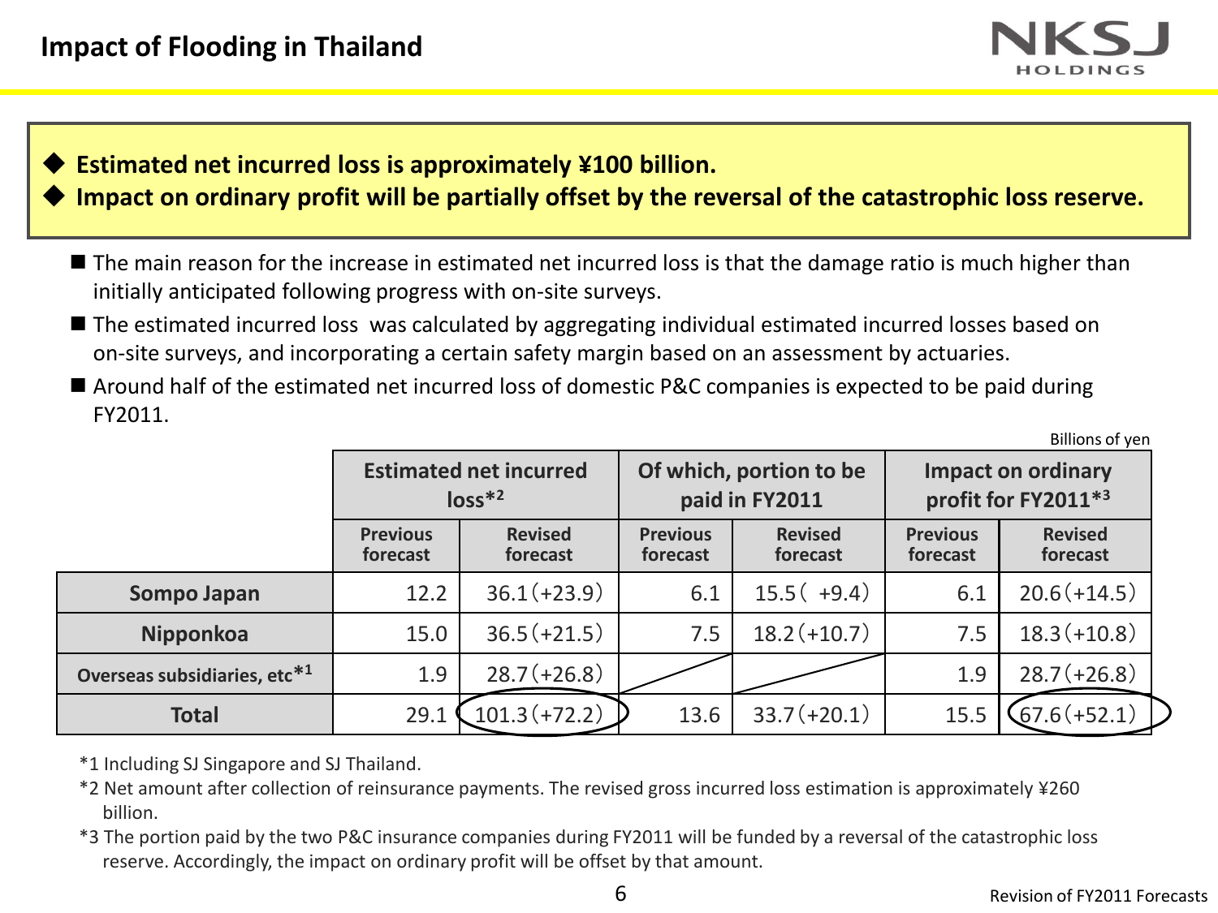# Impact of Flooding in Thailand

- **Estimated net incurred loss is approximately ¥100 billion.**
- **Impact on ordinary profit will be partially offset by the reversal of the catastrophic loss reserve.**

- The main reason for the increase in estimated net incurred loss is that the damage ratio is much higher than initially anticipated following progress with on-site surveys.
- The estimated incurred loss was calculated by aggregating individual estimated incurred losses based on on-site surveys, and incorporating a certain safety margin based on an assessment by actuaries.
- Around half of the estimated net incurred loss of domestic P&C companies is expected to be paid during FY2011.

Billions of yen

| | Estimated net incurred loss*2 | | Of which, portion to be paid in FY2011 | | Impact on ordinary profit for FY2011*3 | |
|---|---|---|---|---|---|---|
| | Previous forecast | Revised forecast | Previous forecast | Revised forecast | Previous forecast | Revised forecast |
| **Sompo Japan** | 12.2 | 36.1 (+23.9) | 6.1 | 15.5 ( +9.4) | 6.1 | 20.6 (+14.5) |
| **Nipponkoa** | 15.0 | 36.5 (+21.5) | 7.5 | 18.2 (+10.7) | 7.5 | 18.3 (+10.8) |
| **Overseas subsidiaries, etc*1** | 1.9 | 28.7 (+26.8) | | | 1.9 | 28.7 (+26.8) |
| **Total** | 29.1 | 101.3 (+72.2) | 13.6 | 33.7 (+20.1) | 15.5 | 67.6 (+52.1) |

*1 Including SJ Singapore and SJ Thailand.

*2 Net amount after collection of reinsurance payments. The revised gross incurred loss estimation is approximately ¥260 billion.

*3 The portion paid by the two P&C insurance companies during FY2011 will be funded by a reversal of the catastrophic loss reserve. Accordingly, the impact on ordinary profit will be offset by that amount.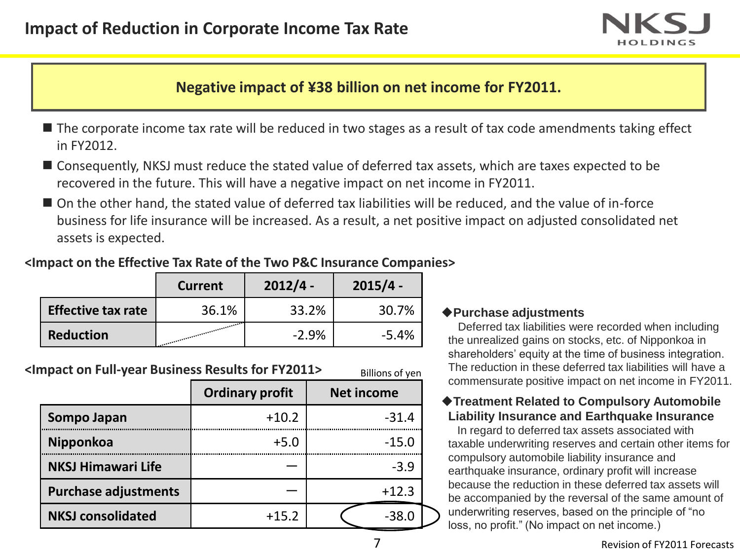# Impact of Reduction in Corporate Income Tax Rate

**Negative impact of ¥38 billion on net income for FY2011.**

- The corporate income tax rate will be reduced in two stages as a result of tax code amendments taking effect in FY2012.
- Consequently, NKSJ must reduce the stated value of deferred tax assets, which are taxes expected to be recovered in the future. This will have a negative impact on net income in FY2011.
- On the other hand, the stated value of deferred tax liabilities will be reduced, and the value of in-force business for life insurance will be increased. As a result, a net positive impact on adjusted consolidated net assets is expected.

**<Impact on the Effective Tax Rate of the Two P&C Insurance Companies>**

| | Current | 2012/4 - | 2015/4 - |
|---|---|---|---|
| **Effective tax rate** | 36.1% | 33.2% | 30.7% |
| **Reduction** | | -2.9% | -5.4% |

**<Impact on Full-year Business Results for FY2011>**

Billions of yen

| | Ordinary profit | Net income |
|---|---|---|
| **Sompo Japan** | +10.2 | -31.4 |
| **Nipponkoa** | +5.0 | -15.0 |
| **NKSJ Himawari Life** | — | -3.9 |
| **Purchase adjustments** | — | +12.3 |
| **NKSJ consolidated** | +15.2 | -38.0 |

◆**Purchase adjustments**

Deferred tax liabilities were recorded when including the unrealized gains on stocks, etc. of Nipponkoa in shareholders' equity at the time of business integration. The reduction in these deferred tax liabilities will have a commensurate positive impact on net income in FY2011.

◆**Treatment Related to Compulsory Automobile Liability Insurance and Earthquake Insurance**

In regard to deferred tax assets associated with taxable underwriting reserves and certain other items for compulsory automobile liability insurance and earthquake insurance, ordinary profit will increase because the reduction in these deferred tax assets will be accompanied by the reversal of the same amount of underwriting reserves, based on the principle of "no loss, no profit." (No impact on net income.)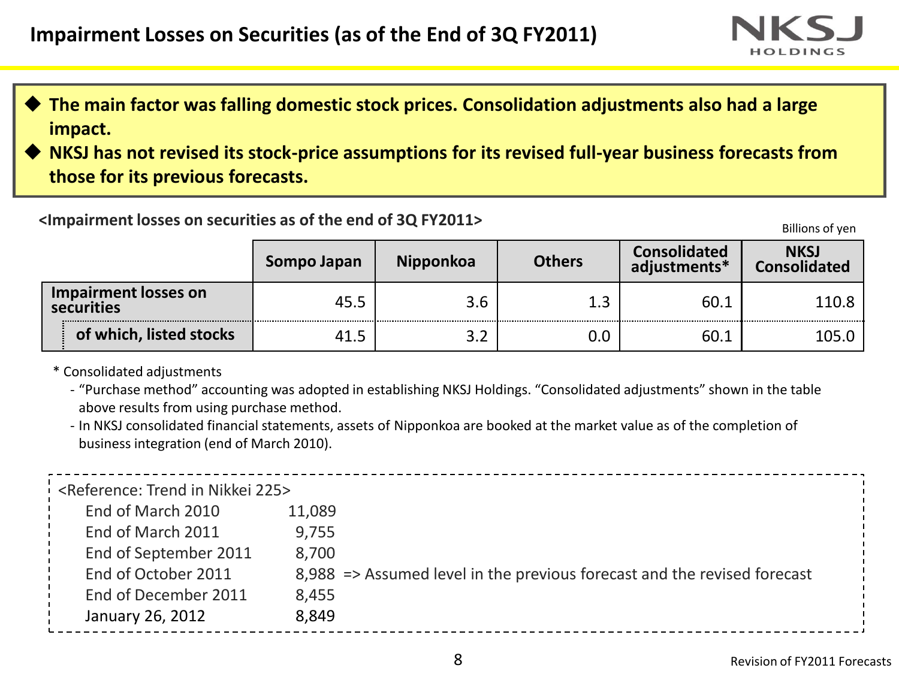# Impairment Losses on Securities (as of the End of 3Q FY2011)

- **The main factor was falling domestic stock prices. Consolidation adjustments also had a large impact.**
- **NKSJ has not revised its stock-price assumptions for its revised full-year business forecasts from those for its previous forecasts.**

**<Impairment losses on securities as of the end of 3Q FY2011>**

Billions of yen

| | Sompo Japan | Nipponkoa | Others | Consolidated adjustments* | NKSJ Consolidated |
|---|---|---|---|---|---|
| **Impairment losses on securities** | 45.5 | 3.6 | 1.3 | 60.1 | 110.8 |
| **of which, listed stocks** | 41.5 | 3.2 | 0.0 | 60.1 | 105.0 |

\* Consolidated adjustments

- "Purchase method" accounting was adopted in establishing NKSJ Holdings. "Consolidated adjustments" shown in the table above results from using purchase method.
- In NKSJ consolidated financial statements, assets of Nipponkoa are booked at the market value as of the completion of business integration (end of March 2010).

<Reference: Trend in Nikkei 225>

| | | |
|---|---|---|
| End of March 2010 | 11,089 | |
| End of March 2011 | 9,755 | |
| End of September 2011 | 8,700 | |
| End of October 2011 | 8,988 | => Assumed level in the previous forecast and the revised forecast |
| End of December 2011 | 8,455 | |
| January 26, 2012 | 8,849 | |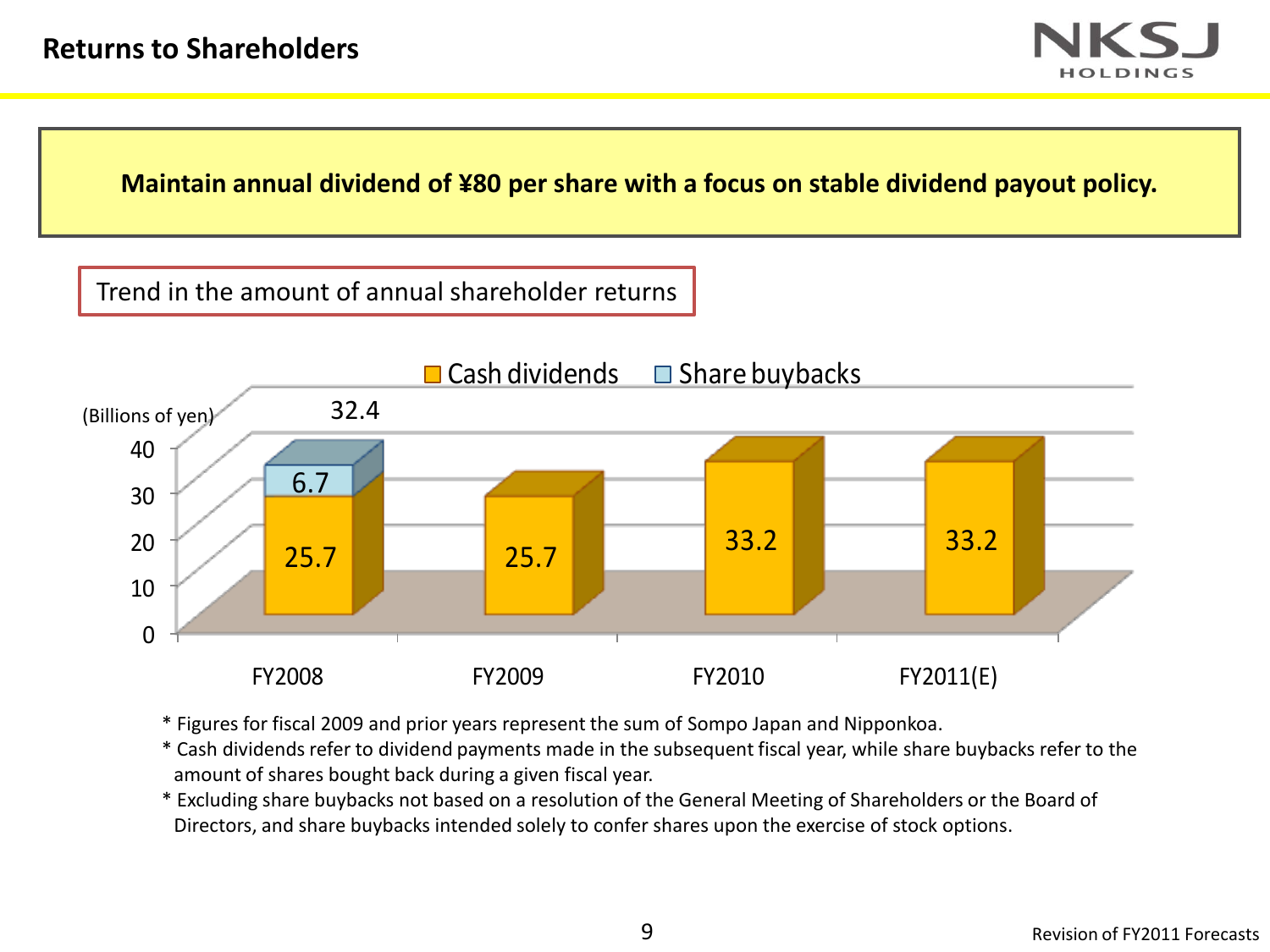# Returns to Shareholders

**Maintain annual dividend of ¥80 per share with a focus on stable dividend payout policy.**

Trend in the amount of annual shareholder returns

(Billions of yen)

| | FY2008 | FY2009 | FY2010 | FY2011(E) |
|---|---|---|---|---|
| Cash dividends | 25.7 | 25.7 | 33.2 | 33.2 |
| Share buybacks | 6.7 | | | |
| Total | 32.4 | | | |

\* Figures for fiscal 2009 and prior years represent the sum of Sompo Japan and Nipponkoa.

\* Cash dividends refer to dividend payments made in the subsequent fiscal year, while share buybacks refer to the amount of shares bought back during a given fiscal year.

\* Excluding share buybacks not based on a resolution of the General Meeting of Shareholders or the Board of Directors, and share buybacks intended solely to confer shares upon the exercise of stock options.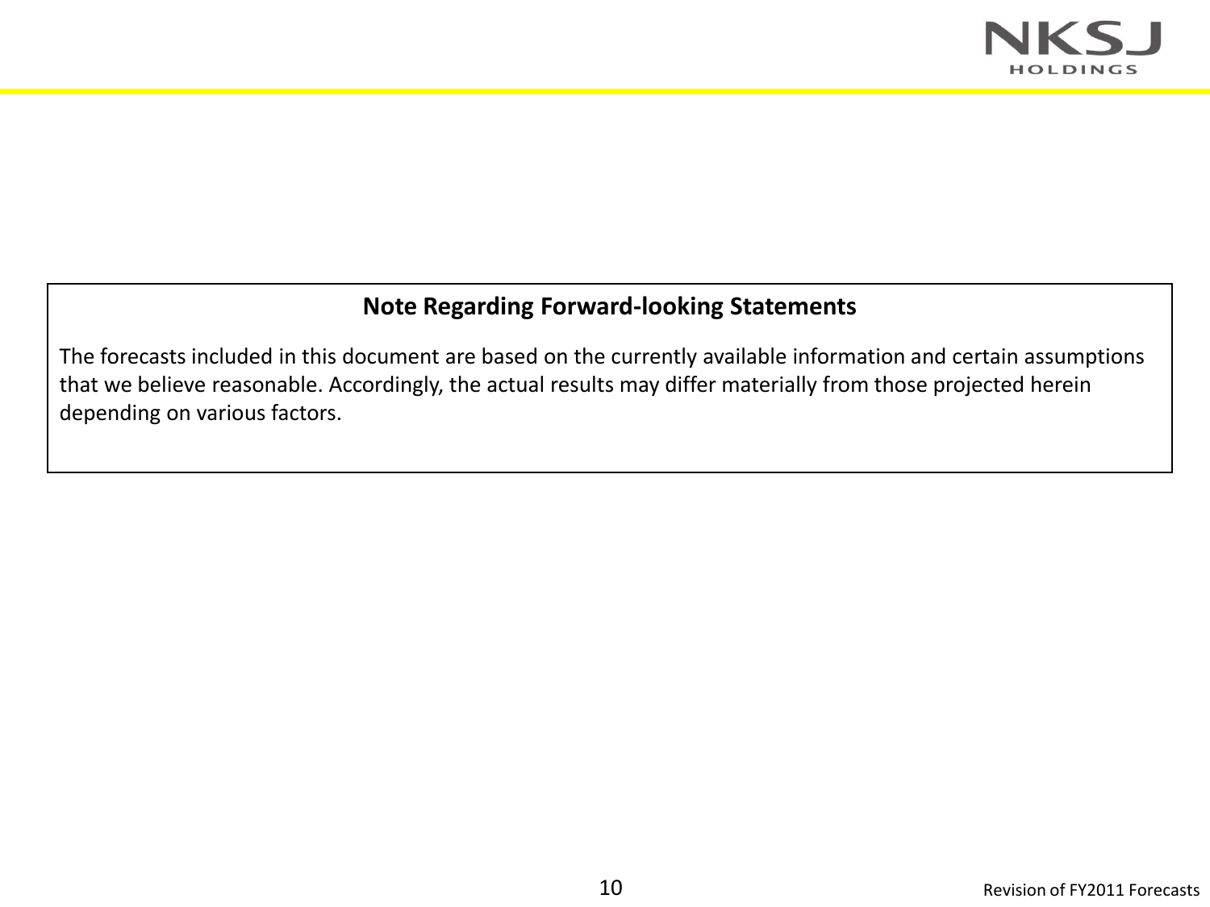## Note Regarding Forward-looking Statements

The forecasts included in this document are based on the currently available information and certain assumptions that we believe reasonable. Accordingly, the actual results may differ materially from those projected herein depending on various factors.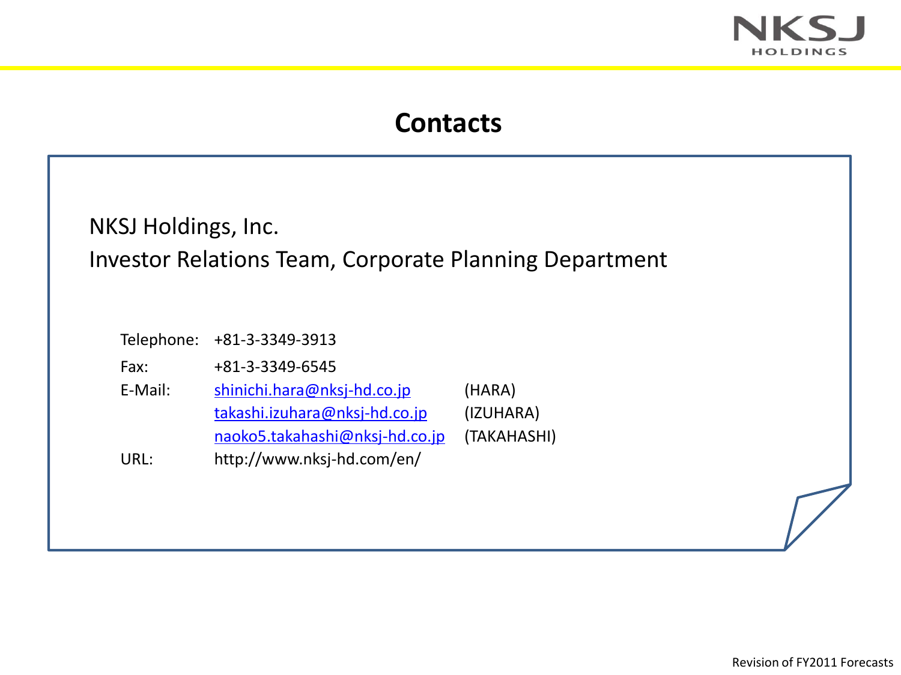# Contacts

NKSJ Holdings, Inc.

Investor Relations Team, Corporate Planning Department

| | | |
|---|---|---|
| Telephone: | +81-3-3349-3913 | |
| Fax: | +81-3-3349-6545 | |
| E-Mail: | shinichi.hara@nksj-hd.co.jp | (HARA) |
| | takashi.izuhara@nksj-hd.co.jp | (IZUHARA) |
| | naoko5.takahashi@nksj-hd.co.jp | (TAKAHASHI) |
| URL: | http://www.nksj-hd.com/en/ | |